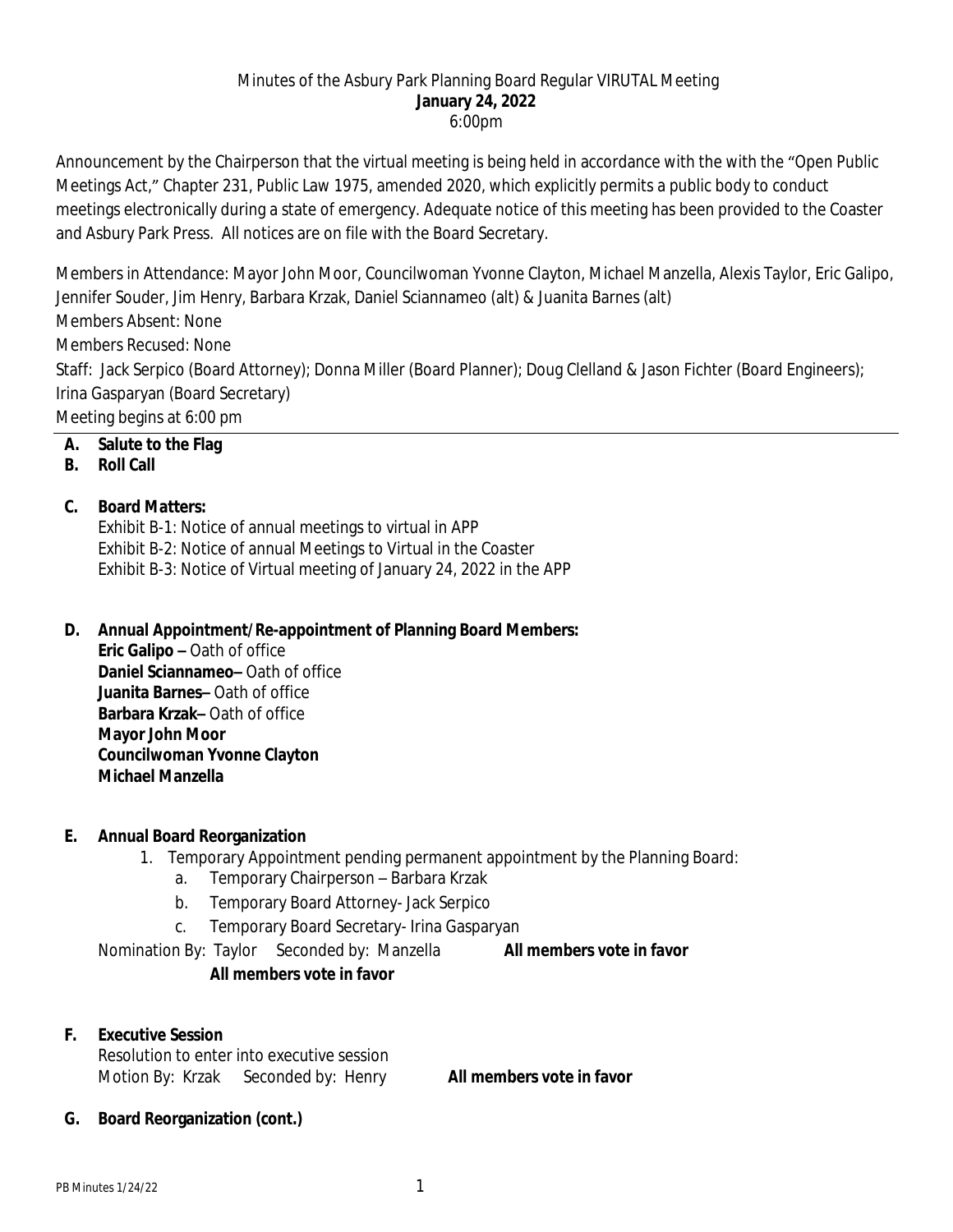Minutes of the Asbury Park Planning Board Regular VIRUTAL Meeting
**January 24, 2022**
6:00pm

Announcement by the Chairperson that the virtual meeting is being held in accordance with the with the "Open Public Meetings Act," Chapter 231, Public Law 1975, amended 2020, which explicitly permits a public body to conduct meetings electronically during a state of emergency. Adequate notice of this meeting has been provided to the Coaster and Asbury Park Press. All notices are on file with the Board Secretary.

Members in Attendance: Mayor John Moor, Councilwoman Yvonne Clayton, Michael Manzella, Alexis Taylor, Eric Galipo, Jennifer Souder, Jim Henry, Barbara Krzak, Daniel Sciannameo (alt) & Juanita Barnes (alt)
Members Absent: None
Members Recused: None
Staff: Jack Serpico (Board Attorney); Donna Miller (Board Planner); Doug Clelland & Jason Fichter (Board Engineers); Irina Gasparyan (Board Secretary)
Meeting begins at 6:00 pm

---

**A. Salute to the Flag**

**B. Roll Call**

**C. Board Matters:**

Exhibit B-1: Notice of annual meetings to virtual in APP
Exhibit B-2: Notice of annual Meetings to Virtual in the Coaster
Exhibit B-3: Notice of Virtual meeting of January 24, 2022 in the APP

**D. Annual Appointment/Re-appointment of Planning Board Members:**

**Eric Galipo** – Oath of office
**Daniel Sciannameo**– Oath of office
**Juanita Barnes**– Oath of office
**Barbara Krzak**– Oath of office
**Mayor John Moor**
**Councilwoman Yvonne Clayton**
**Michael Manzella**

**E. Annual Board Reorganization**

1. Temporary Appointment pending permanent appointment by the Planning Board:
   a. Temporary Chairperson – Barbara Krzak
   b. Temporary Board Attorney- Jack Serpico
   c. Temporary Board Secretary- Irina Gasparyan

Nomination By: Taylor  Seconded by: Manzella  **All members vote in favor**

**All members vote in favor**

**F. Executive Session**

Resolution to enter into executive session
Motion By: Krzak  Seconded by: Henry  **All members vote in favor**

**G. Board Reorganization (cont.)**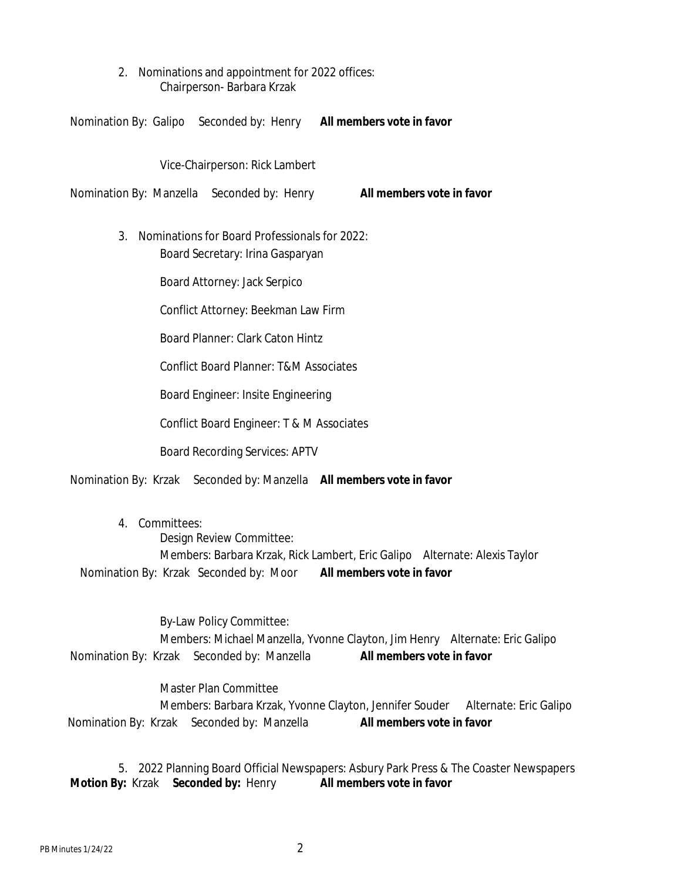2. Nominations and appointment for 2022 offices:
   Chairperson- Barbara Krzak

Nomination By: Galipo Seconded by: Henry **All members vote in favor**

Vice-Chairperson: Rick Lambert

Nomination By: Manzella Seconded by: Henry **All members vote in favor**

3. Nominations for Board Professionals for 2022:
   Board Secretary: Irina Gasparyan

   Board Attorney: Jack Serpico

   Conflict Attorney: Beekman Law Firm

   Board Planner: Clark Caton Hintz

   Conflict Board Planner: T&M Associates

   Board Engineer: Insite Engineering

   Conflict Board Engineer: T & M Associates

   Board Recording Services: APTV

Nomination By: Krzak Seconded by: Manzella **All members vote in favor**

4. Committees:
   Design Review Committee:
   Members: Barbara Krzak, Rick Lambert, Eric Galipo Alternate: Alexis Taylor

Nomination By: Krzak Seconded by: Moor **All members vote in favor**

By-Law Policy Committee:
Members: Michael Manzella, Yvonne Clayton, Jim Henry Alternate: Eric Galipo

Nomination By: Krzak Seconded by: Manzella **All members vote in favor**

Master Plan Committee
Members: Barbara Krzak, Yvonne Clayton, Jennifer Souder Alternate: Eric Galipo

Nomination By: Krzak Seconded by: Manzella **All members vote in favor**

5. 2022 Planning Board Official Newspapers: Asbury Park Press & The Coaster Newspapers

**Motion By:** Krzak **Seconded by:** Henry **All members vote in favor**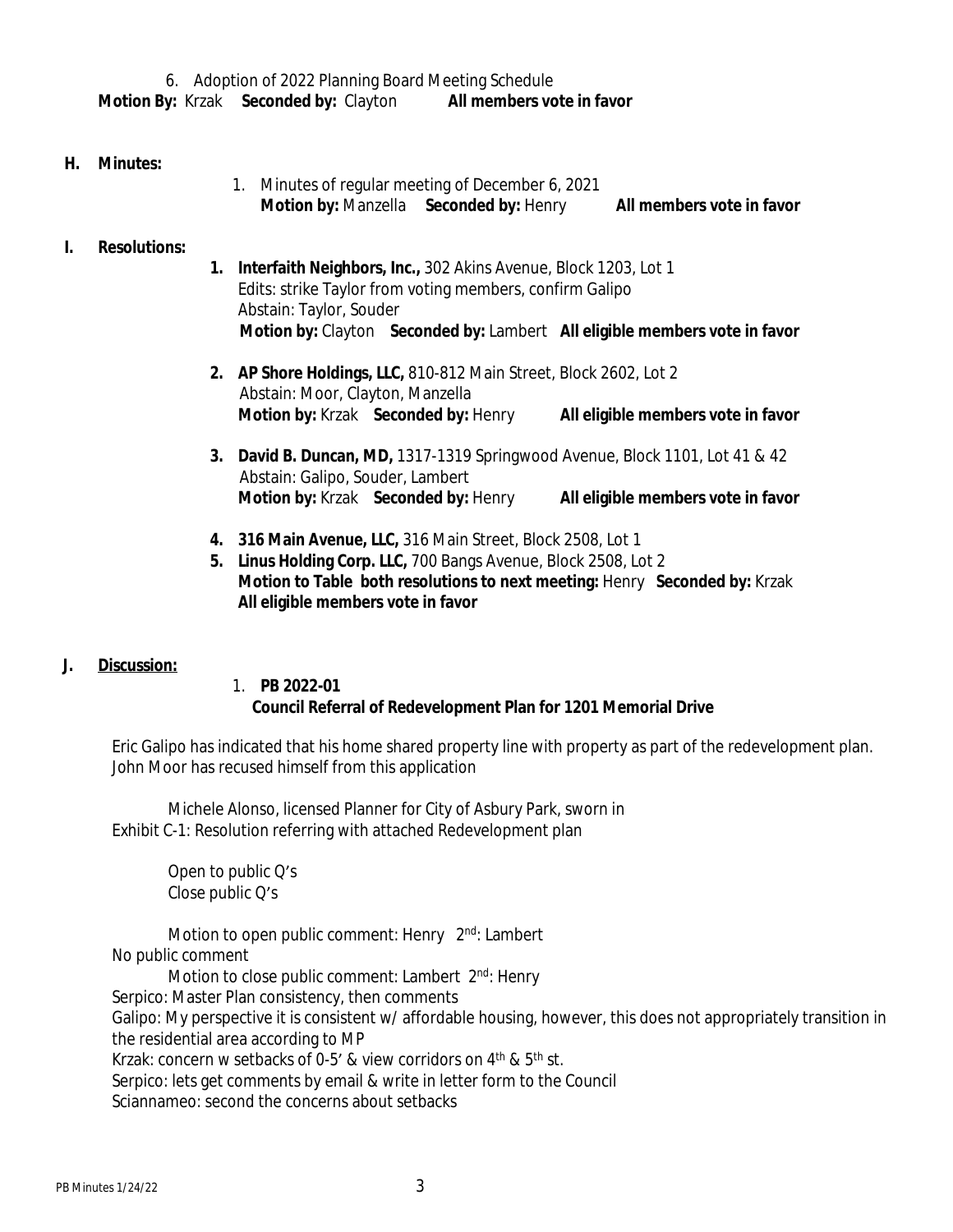6. Adoption of 2022 Planning Board Meeting Schedule

**Motion By:** Krzak **Seconded by:** Clayton **All members vote in favor**

**H. Minutes:**

1. Minutes of regular meeting of December 6, 2021

   **Motion by:** Manzella **Seconded by:** Henry **All members vote in favor**

**I. Resolutions:**

1. **Interfaith Neighbors, Inc.,** 302 Akins Avenue, Block 1203, Lot 1
   Edits: strike Taylor from voting members, confirm Galipo
   Abstain: Taylor, Souder
   **Motion by:** Clayton **Seconded by:** Lambert **All eligible members vote in favor**

2. **AP Shore Holdings, LLC,** 810-812 Main Street, Block 2602, Lot 2
   Abstain: Moor, Clayton, Manzella
   **Motion by:** Krzak **Seconded by:** Henry **All eligible members vote in favor**

3. **David B. Duncan, MD,** 1317-1319 Springwood Avenue, Block 1101, Lot 41 & 42
   Abstain: Galipo, Souder, Lambert
   **Motion by:** Krzak **Seconded by:** Henry **All eligible members vote in favor**

4. **316 Main Avenue, LLC,** 316 Main Street, Block 2508, Lot 1
5. **Linus Holding Corp. LLC,** 700 Bangs Avenue, Block 2508, Lot 2
   **Motion to Table both resolutions to next meeting:** Henry **Seconded by:** Krzak
   **All eligible members vote in favor**

**J. Discussion:**

1. **PB 2022-01**
   **Council Referral of Redevelopment Plan for 1201 Memorial Drive**

Eric Galipo has indicated that his home shared property line with property as part of the redevelopment plan. John Moor has recused himself from this application

Michele Alonso, licensed Planner for City of Asbury Park, sworn in
Exhibit C-1: Resolution referring with attached Redevelopment plan

Open to public Q's
Close public Q's

Motion to open public comment: Henry 2nd: Lambert
No public comment
Motion to close public comment: Lambert 2nd: Henry
Serpico: Master Plan consistency, then comments
Galipo: My perspective it is consistent w/ affordable housing, however, this does not appropriately transition in the residential area according to MP
Krzak: concern w setbacks of 0-5' & view corridors on 4th & 5th st.
Serpico: lets get comments by email & write in letter form to the Council
Sciannameo: second the concerns about setbacks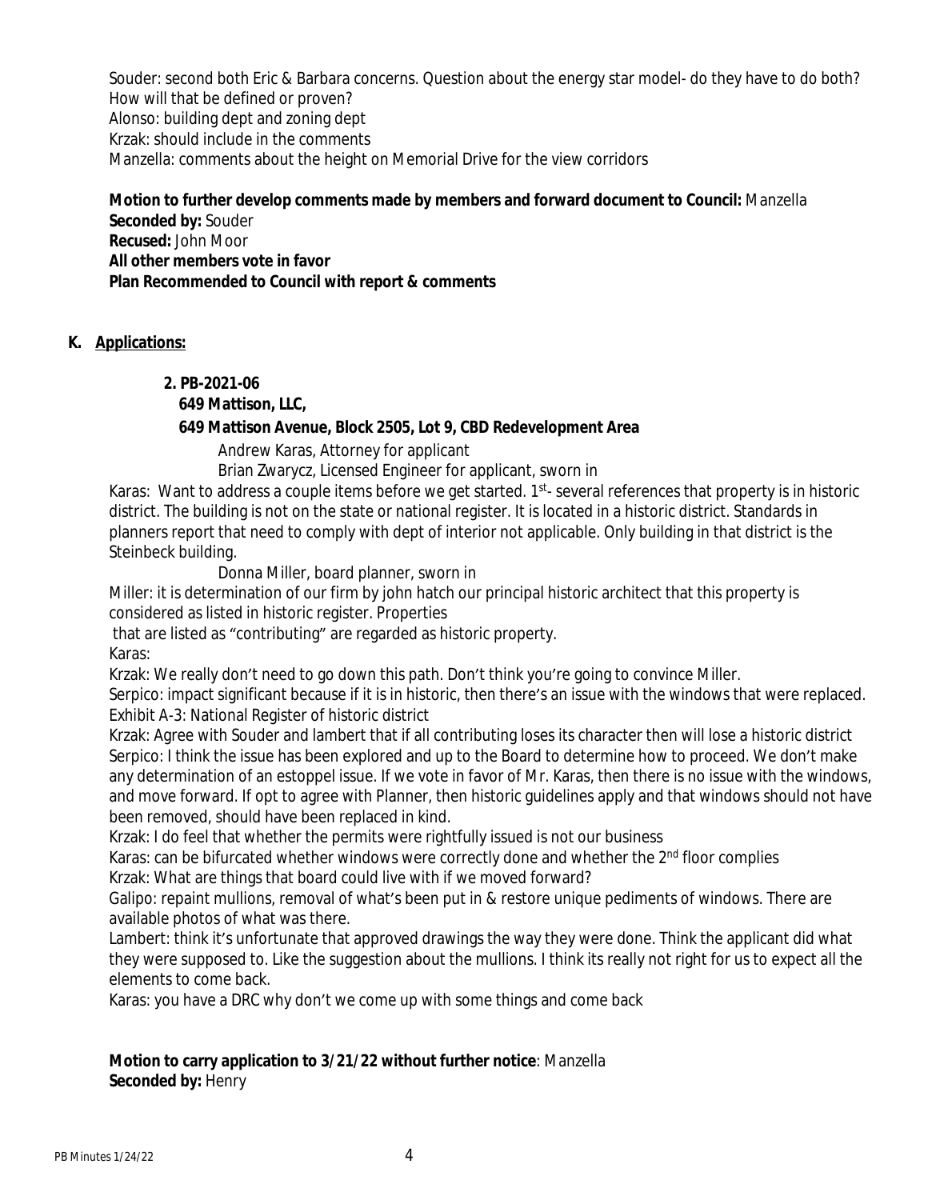Souder: second both Eric & Barbara concerns. Question about the energy star model- do they have to do both? How will that be defined or proven?
Alonso: building dept and zoning dept
Krzak: should include in the comments
Manzella: comments about the height on Memorial Drive for the view corridors

**Motion to further develop comments made by members and forward document to Council:** Manzella
**Seconded by:** Souder
**Recused:** John Moor
**All other members vote in favor**
**Plan Recommended to Council with report & comments**

**K. Applications:**

**2. PB-2021-06**
**649 Mattison, LLC,**
**649 Mattison Avenue, Block 2505, Lot 9, CBD Redevelopment Area**

Andrew Karas, Attorney for applicant
Brian Zwarycz, Licensed Engineer for applicant, sworn in

Karas: Want to address a couple items before we get started. 1st- several references that property is in historic district. The building is not on the state or national register. It is located in a historic district. Standards in planners report that need to comply with dept of interior not applicable. Only building in that district is the Steinbeck building.

Donna Miller, board planner, sworn in

Miller: it is determination of our firm by john hatch our principal historic architect that this property is considered as listed in historic register. Properties that are listed as "contributing" are regarded as historic property.
Karas:
Krzak: We really don't need to go down this path. Don't think you're going to convince Miller.
Serpico: impact significant because if it is in historic, then there's an issue with the windows that were replaced.
Exhibit A-3: National Register of historic district
Krzak: Agree with Souder and lambert that if all contributing loses its character then will lose a historic district
Serpico: I think the issue has been explored and up to the Board to determine how to proceed. We don't make any determination of an estoppel issue. If we vote in favor of Mr. Karas, then there is no issue with the windows, and move forward. If opt to agree with Planner, then historic guidelines apply and that windows should not have been removed, should have been replaced in kind.
Krzak: I do feel that whether the permits were rightfully issued is not our business
Karas: can be bifurcated whether windows were correctly done and whether the 2nd floor complies
Krzak: What are things that board could live with if we moved forward?
Galipo: repaint mullions, removal of what's been put in & restore unique pediments of windows. There are available photos of what was there.
Lambert: think it's unfortunate that approved drawings the way they were done. Think the applicant did what they were supposed to. Like the suggestion about the mullions. I think its really not right for us to expect all the elements to come back.
Karas: you have a DRC why don't we come up with some things and come back

**Motion to carry application to 3/21/22 without further notice**: Manzella
**Seconded by:** Henry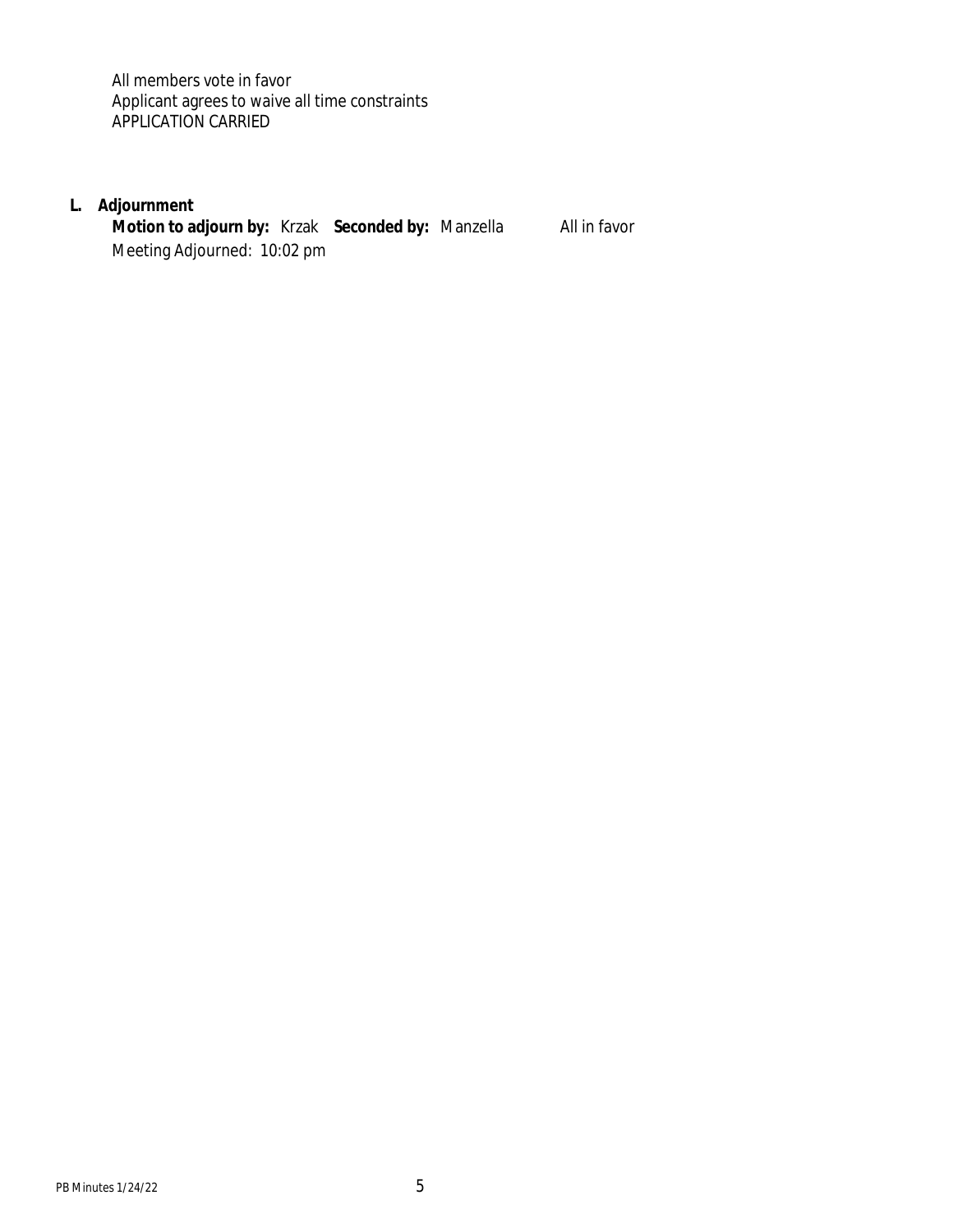All members vote in favor
Applicant agrees to waive all time constraints
APPLICATION CARRIED

**L. Adjournment**

**Motion to adjourn by:** Krzak **Seconded by:** Manzella All in favor
Meeting Adjourned: 10:02 pm